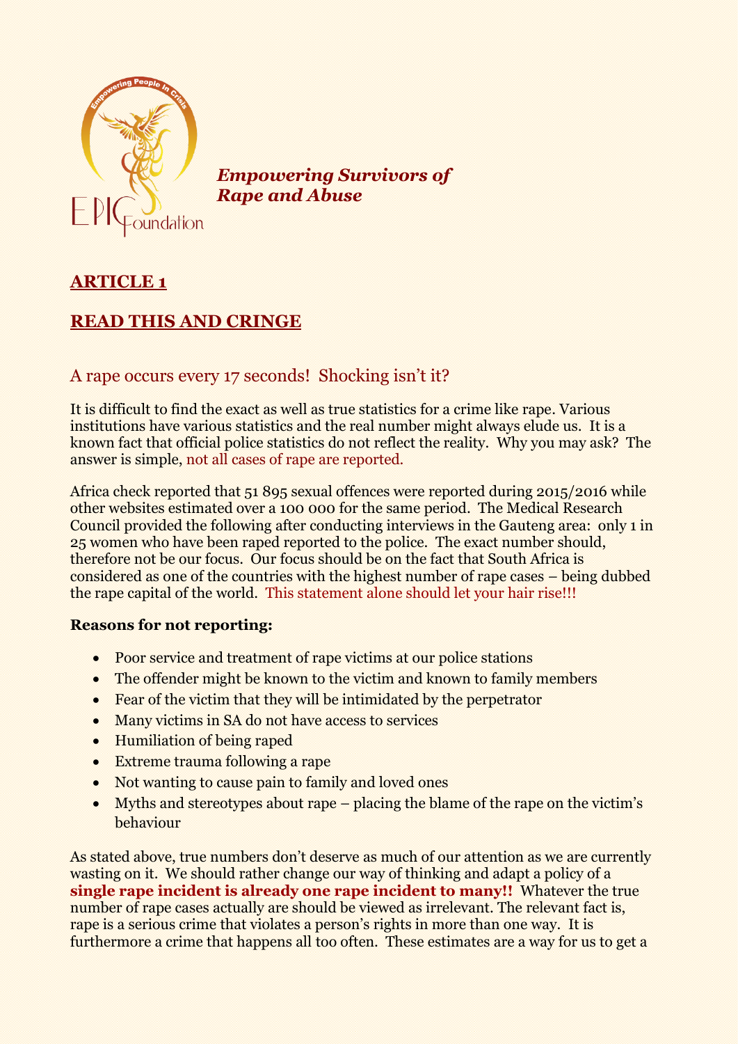*Empowering Survivors of Rape and Abuse*

## ARTICLE 1

## READ THIS AND CRINGE

### A rape occurs every 17 seconds! Shocking isn't it?

It is difficult to find the exact as well as true statistics for a crime like rape. Various institutions have various statistics and the real number might always elude us. It is a known fact that official police statistics do not reflect the reality. Why you may ask? The answer is simple, not all cases of rape are reported.

Africa check reported that 51 895 sexual offences were reported during 2015/2016 while other websites estimated over a 100 000 for the same period. The Medical Research Council provided the following after conducting interviews in the Gauteng area: only 1 in 25 women who have been raped reported to the police. The exact number should, therefore not be our focus. Our focus should be on the fact that South Africa is considered as one of the countries with the highest number of rape cases – being dubbed the rape capital of the world. This statement alone should let your hair rise!!!

**Reasons for not reporting:**

- Poor service and treatment of rape victims at our police stations
- The offender might be known to the victim and known to family members
- Fear of the victim that they will be intimidated by the perpetrator
- Many victims in SA do not have access to services
- Humiliation of being raped
- Extreme trauma following a rape
- Not wanting to cause pain to family and loved ones
- Myths and stereotypes about rape – placing the blame of the rape on the victim's behaviour

As stated above, true numbers don't deserve as much of our attention as we are currently wasting on it. We should rather change our way of thinking and adapt a policy of a **single rape incident is already one rape incident to many!!** Whatever the true number of rape cases actually are should be viewed as irrelevant. The relevant fact is, rape is a serious crime that violates a person's rights in more than one way. It is furthermore a crime that happens all too often. These estimates are a way for us to get a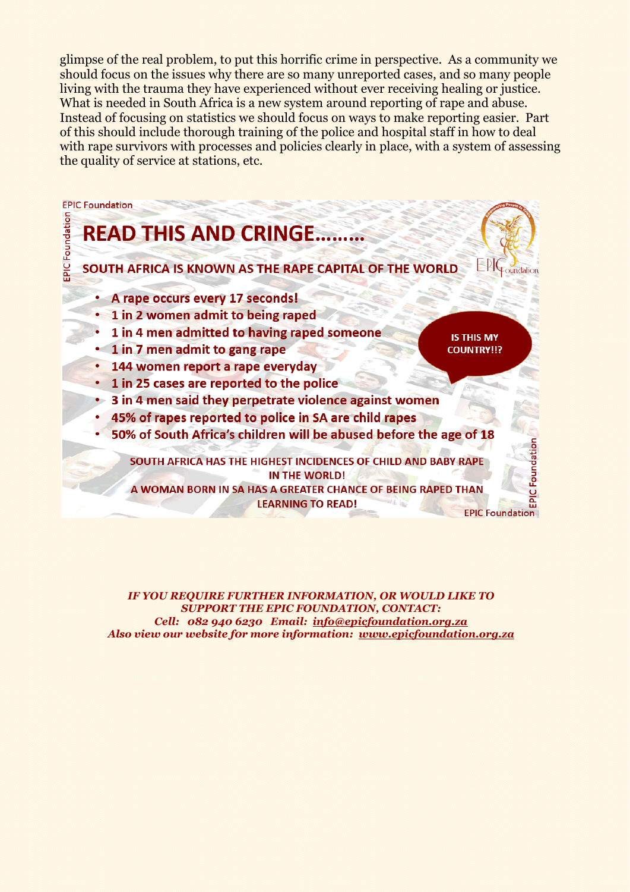glimpse of the real problem, to put this horrific crime in perspective. As a community we should focus on the issues why there are so many unreported cases, and so many people living with the trauma they have experienced without ever receiving healing or justice. What is needed in South Africa is a new system around reporting of rape and abuse. Instead of focusing on statistics we should focus on ways to make reporting easier. Part of this should include thorough training of the police and hospital staff in how to deal with rape survivors with processes and policies clearly in place, with a system of assessing the quality of service at stations, etc.

EPIC Foundation

# READ THIS AND CRINGE………

**SOUTH AFRICA IS KNOWN AS THE RAPE CAPITAL OF THE WORLD**

- **A rape occurs every 17 seconds!**
- **1 in 2 women admit to being raped**
- **1 in 4 men admitted to having raped someone**
- **1 in 7 men admit to gang rape**
- **144 women report a rape everyday**
- **1 in 25 cases are reported to the police**
- **3 in 4 men said they perpetrate violence against women**
- **45% of rapes reported to police in SA are child rapes**
- **50% of South Africa's children will be abused before the age of 18**

**IS THIS MY COUNTRY!!?**

**SOUTH AFRICA HAS THE HIGHEST INCIDENCES OF CHILD AND BABY RAPE IN THE WORLD!**
**A WOMAN BORN IN SA HAS A GREATER CHANCE OF BEING RAPED THAN LEARNING TO READ!**

EPIC Foundation

***IF YOU REQUIRE FURTHER INFORMATION, OR WOULD LIKE TO SUPPORT THE EPIC FOUNDATION, CONTACT:***
***Cell: 082 940 6230 Email: info@epicfoundation.org.za***
***Also view our website for more information: www.epicfoundation.org.za***